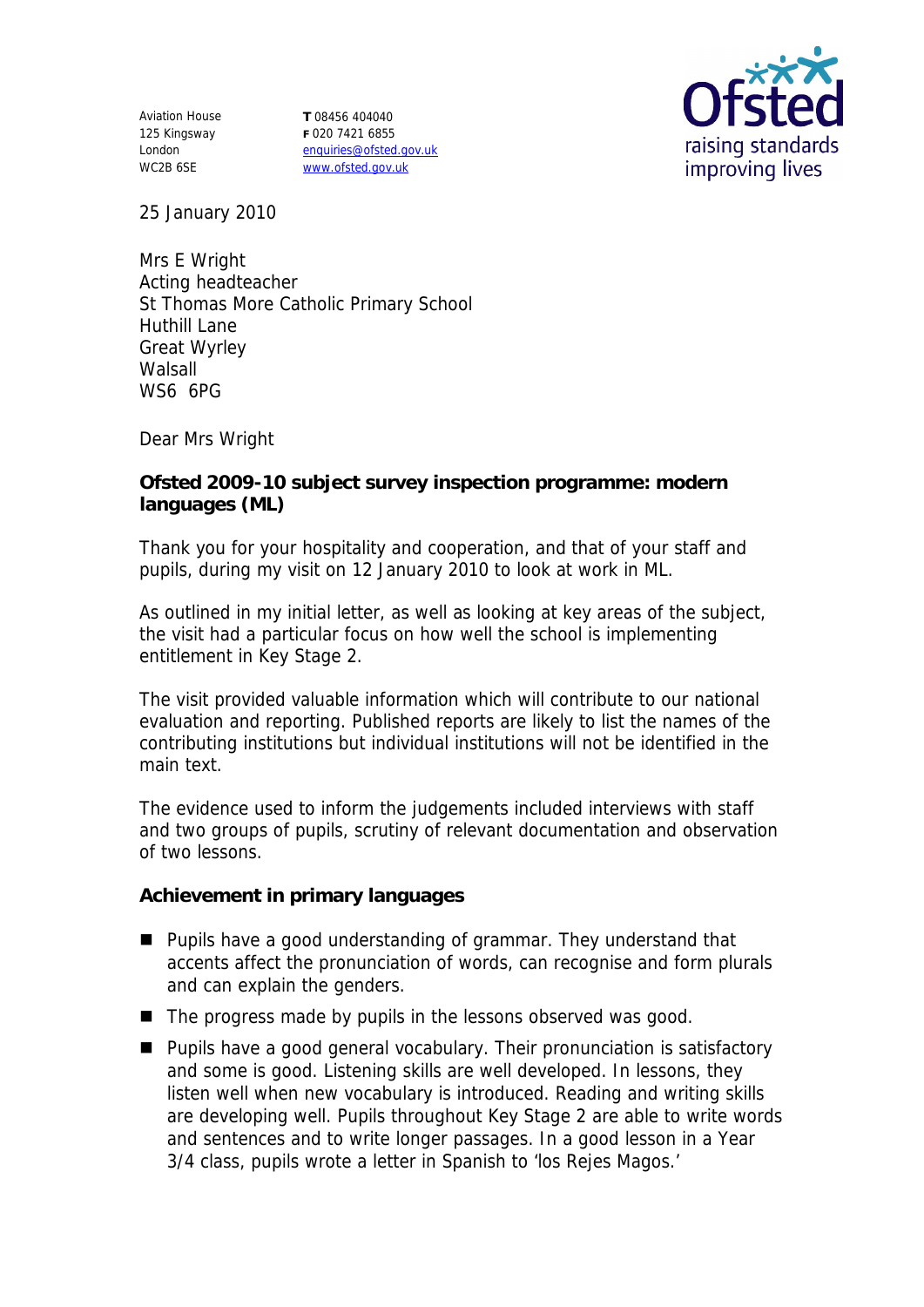Aviation House
125 Kingsway
London
WC2B 6SE

T 08456 404040
F 020 7421 6855
enquiries@ofsted.gov.uk
www.ofsted.gov.uk

Ofsted
raising standards
improving lives

25 January 2010

Mrs E Wright
Acting headteacher
St Thomas More Catholic Primary School
Huthill Lane
Great Wyrley
Walsall
WS6 6PG

Dear Mrs Wright

**Ofsted 2009-10 subject survey inspection programme: modern languages (ML)**

Thank you for your hospitality and cooperation, and that of your staff and pupils, during my visit on 12 January 2010 to look at work in ML.

As outlined in my initial letter, as well as looking at key areas of the subject, the visit had a particular focus on how well the school is implementing entitlement in Key Stage 2.

The visit provided valuable information which will contribute to our national evaluation and reporting. Published reports are likely to list the names of the contributing institutions but individual institutions will not be identified in the main text.

The evidence used to inform the judgements included interviews with staff and two groups of pupils, scrutiny of relevant documentation and observation of two lessons.

**Achievement in primary languages**

- Pupils have a good understanding of grammar. They understand that accents affect the pronunciation of words, can recognise and form plurals and can explain the genders.
- The progress made by pupils in the lessons observed was good.
- Pupils have a good general vocabulary. Their pronunciation is satisfactory and some is good. Listening skills are well developed. In lessons, they listen well when new vocabulary is introduced. Reading and writing skills are developing well. Pupils throughout Key Stage 2 are able to write words and sentences and to write longer passages. In a good lesson in a Year 3/4 class, pupils wrote a letter in Spanish to 'los Rejes Magos.'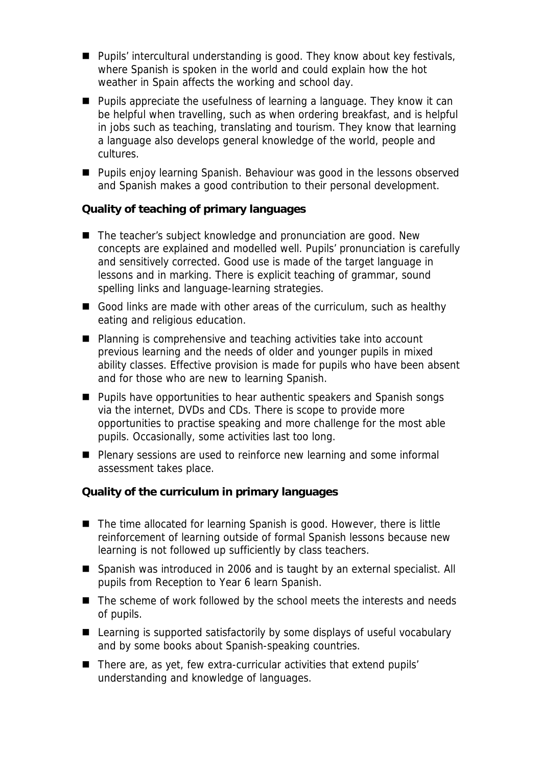- Pupils' intercultural understanding is good. They know about key festivals, where Spanish is spoken in the world and could explain how the hot weather in Spain affects the working and school day.
- Pupils appreciate the usefulness of learning a language. They know it can be helpful when travelling, such as when ordering breakfast, and is helpful in jobs such as teaching, translating and tourism. They know that learning a language also develops general knowledge of the world, people and cultures.
- Pupils enjoy learning Spanish. Behaviour was good in the lessons observed and Spanish makes a good contribution to their personal development.

**Quality of teaching of primary languages**

- The teacher's subject knowledge and pronunciation are good. New concepts are explained and modelled well. Pupils' pronunciation is carefully and sensitively corrected. Good use is made of the target language in lessons and in marking. There is explicit teaching of grammar, sound spelling links and language-learning strategies.
- Good links are made with other areas of the curriculum, such as healthy eating and religious education.
- Planning is comprehensive and teaching activities take into account previous learning and the needs of older and younger pupils in mixed ability classes. Effective provision is made for pupils who have been absent and for those who are new to learning Spanish.
- Pupils have opportunities to hear authentic speakers and Spanish songs via the internet, DVDs and CDs. There is scope to provide more opportunities to practise speaking and more challenge for the most able pupils. Occasionally, some activities last too long.
- Plenary sessions are used to reinforce new learning and some informal assessment takes place.

**Quality of the curriculum in primary languages**

- The time allocated for learning Spanish is good. However, there is little reinforcement of learning outside of formal Spanish lessons because new learning is not followed up sufficiently by class teachers.
- Spanish was introduced in 2006 and is taught by an external specialist. All pupils from Reception to Year 6 learn Spanish.
- The scheme of work followed by the school meets the interests and needs of pupils.
- Learning is supported satisfactorily by some displays of useful vocabulary and by some books about Spanish-speaking countries.
- There are, as yet, few extra-curricular activities that extend pupils' understanding and knowledge of languages.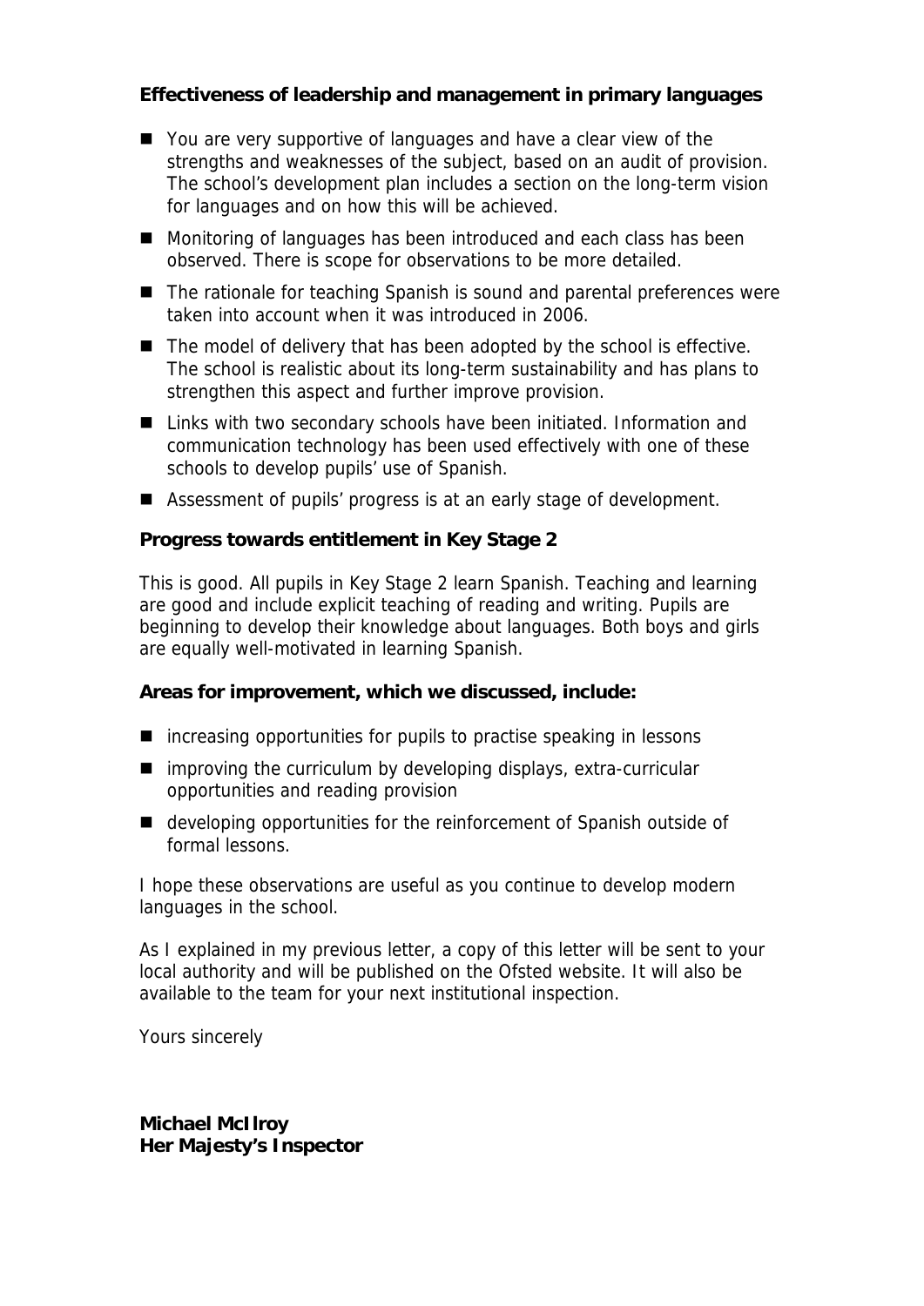**Effectiveness of leadership and management in primary languages**

- You are very supportive of languages and have a clear view of the strengths and weaknesses of the subject, based on an audit of provision. The school's development plan includes a section on the long-term vision for languages and on how this will be achieved.
- Monitoring of languages has been introduced and each class has been observed. There is scope for observations to be more detailed.
- The rationale for teaching Spanish is sound and parental preferences were taken into account when it was introduced in 2006.
- The model of delivery that has been adopted by the school is effective. The school is realistic about its long-term sustainability and has plans to strengthen this aspect and further improve provision.
- Links with two secondary schools have been initiated. Information and communication technology has been used effectively with one of these schools to develop pupils' use of Spanish.
- Assessment of pupils' progress is at an early stage of development.

**Progress towards entitlement in Key Stage 2**

This is good. All pupils in Key Stage 2 learn Spanish. Teaching and learning are good and include explicit teaching of reading and writing. Pupils are beginning to develop their knowledge about languages. Both boys and girls are equally well-motivated in learning Spanish.

**Areas for improvement, which we discussed, include:**

- increasing opportunities for pupils to practise speaking in lessons
- improving the curriculum by developing displays, extra-curricular opportunities and reading provision
- developing opportunities for the reinforcement of Spanish outside of formal lessons.

I hope these observations are useful as you continue to develop modern languages in the school.

As I explained in my previous letter, a copy of this letter will be sent to your local authority and will be published on the Ofsted website. It will also be available to the team for your next institutional inspection.

Yours sincerely

**Michael McIlroy**
**Her Majesty's Inspector**